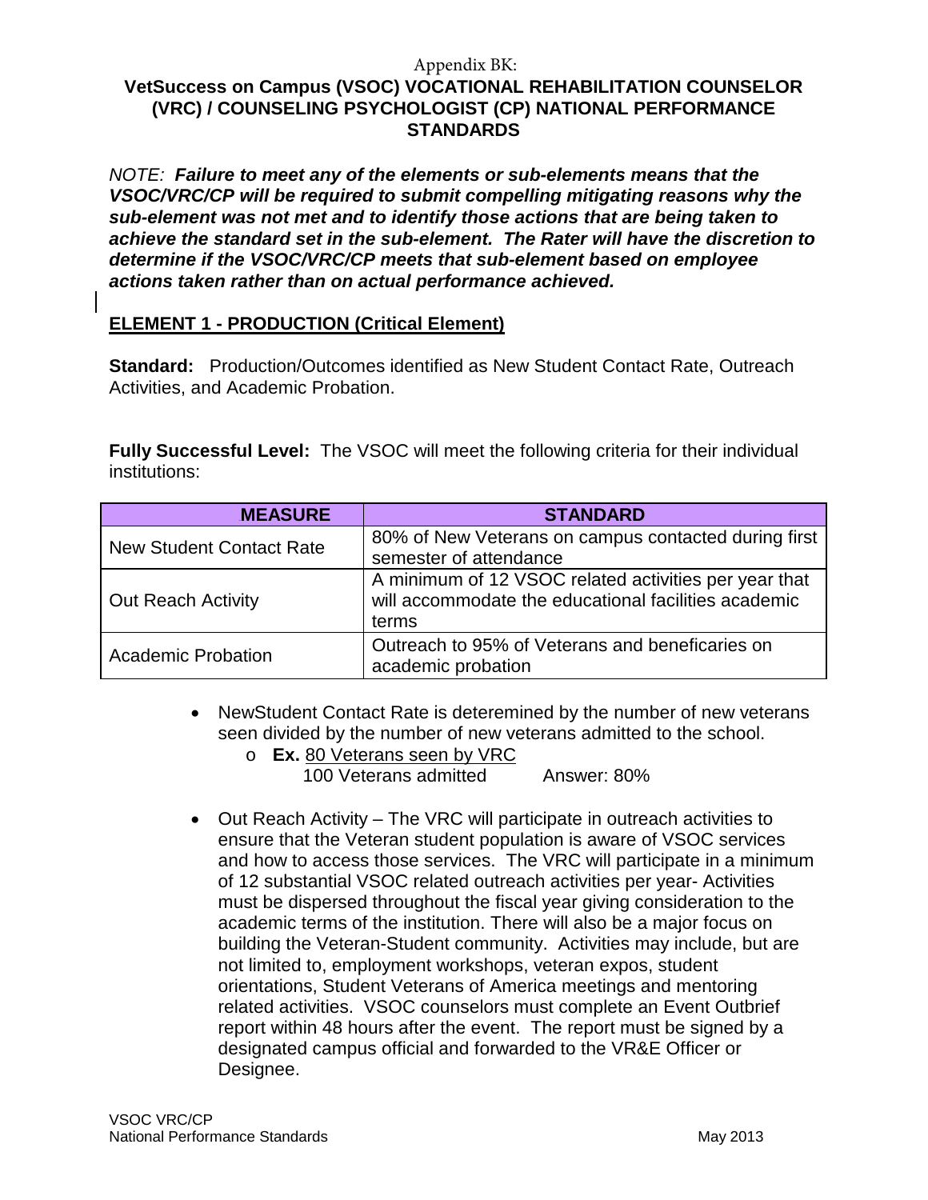Appendix BK:

# VetSuccess on Campus (VSOC) VOCATIONAL REHABILITATION COUNSELOR (VRC) / COUNSELING PSYCHOLOGIST (CP) NATIONAL PERFORMANCE STANDARDS

*NOTE: **Failure to meet any of the elements or sub-elements means that the VSOC/VRC/CP will be required to submit compelling mitigating reasons why the sub-element was not met and to identify those actions that are being taken to achieve the standard set in the sub-element. The Rater will have the discretion to determine if the VSOC/VRC/CP meets that sub-element based on employee actions taken rather than on actual performance achieved.***

## ELEMENT 1 - PRODUCTION (Critical Element)

**Standard:** Production/Outcomes identified as New Student Contact Rate, Outreach Activities, and Academic Probation.

**Fully Successful Level:** The VSOC will meet the following criteria for their individual institutions:

| MEASURE | STANDARD |
|---|---|
| New Student Contact Rate | 80% of New Veterans on campus contacted during first semester of attendance |
| Out Reach Activity | A minimum of 12 VSOC related activities per year that will accommodate the educational facilities academic terms |
| Academic Probation | Outreach to 95% of Veterans and beneficaries on academic probation |

- NewStudent Contact Rate is deteremined by the number of new veterans seen divided by the number of new veterans admitted to the school.
  - **Ex.** 80 Veterans seen by VRC / 100 Veterans admitted     Answer: 80%
- Out Reach Activity – The VRC will participate in outreach activities to ensure that the Veteran student population is aware of VSOC services and how to access those services. The VRC will participate in a minimum of 12 substantial VSOC related outreach activities per year- Activities must be dispersed throughout the fiscal year giving consideration to the academic terms of the institution. There will also be a major focus on building the Veteran-Student community. Activities may include, but are not limited to, employment workshops, veteran expos, student orientations, Student Veterans of America meetings and mentoring related activities. VSOC counselors must complete an Event Outbrief report within 48 hours after the event. The report must be signed by a designated campus official and forwarded to the VR&E Officer or Designee.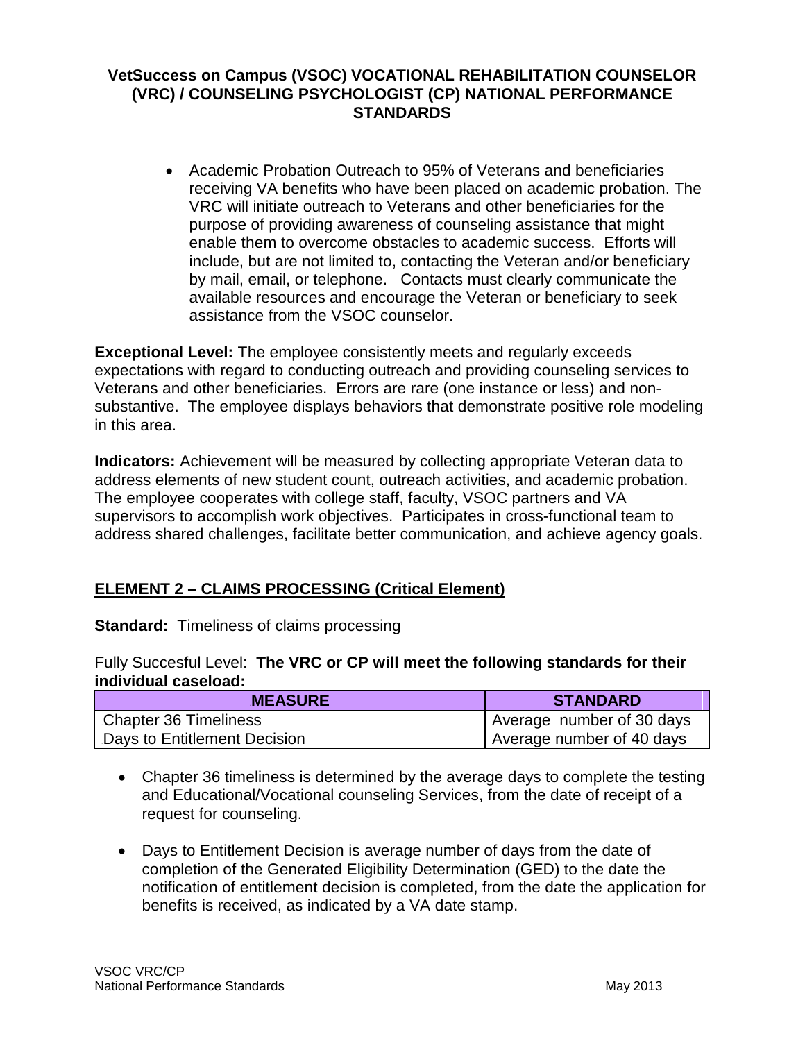**VetSuccess on Campus (VSOC) VOCATIONAL REHABILITATION COUNSELOR (VRC) / COUNSELING PSYCHOLOGIST (CP) NATIONAL PERFORMANCE STANDARDS**

- Academic Probation Outreach to 95% of Veterans and beneficiaries receiving VA benefits who have been placed on academic probation. The VRC will initiate outreach to Veterans and other beneficiaries for the purpose of providing awareness of counseling assistance that might enable them to overcome obstacles to academic success. Efforts will include, but are not limited to, contacting the Veteran and/or beneficiary by mail, email, or telephone. Contacts must clearly communicate the available resources and encourage the Veteran or beneficiary to seek assistance from the VSOC counselor.

**Exceptional Level:** The employee consistently meets and regularly exceeds expectations with regard to conducting outreach and providing counseling services to Veterans and other beneficiaries. Errors are rare (one instance or less) and non-substantive. The employee displays behaviors that demonstrate positive role modeling in this area.

**Indicators:** Achievement will be measured by collecting appropriate Veteran data to address elements of new student count, outreach activities, and academic probation. The employee cooperates with college staff, faculty, VSOC partners and VA supervisors to accomplish work objectives. Participates in cross-functional team to address shared challenges, facilitate better communication, and achieve agency goals.

## ELEMENT 2 – CLAIMS PROCESSING (Critical Element)

**Standard:** Timeliness of claims processing

Fully Succesful Level: **The VRC or CP will meet the following standards for their individual caseload:**

| MEASURE | STANDARD |
|---|---|
| Chapter 36 Timeliness | Average number of 30 days |
| Days to Entitlement Decision | Average number of 40 days |

- Chapter 36 timeliness is determined by the average days to complete the testing and Educational/Vocational counseling Services, from the date of receipt of a request for counseling.
- Days to Entitlement Decision is average number of days from the date of completion of the Generated Eligibility Determination (GED) to the date the notification of entitlement decision is completed, from the date the application for benefits is received, as indicated by a VA date stamp.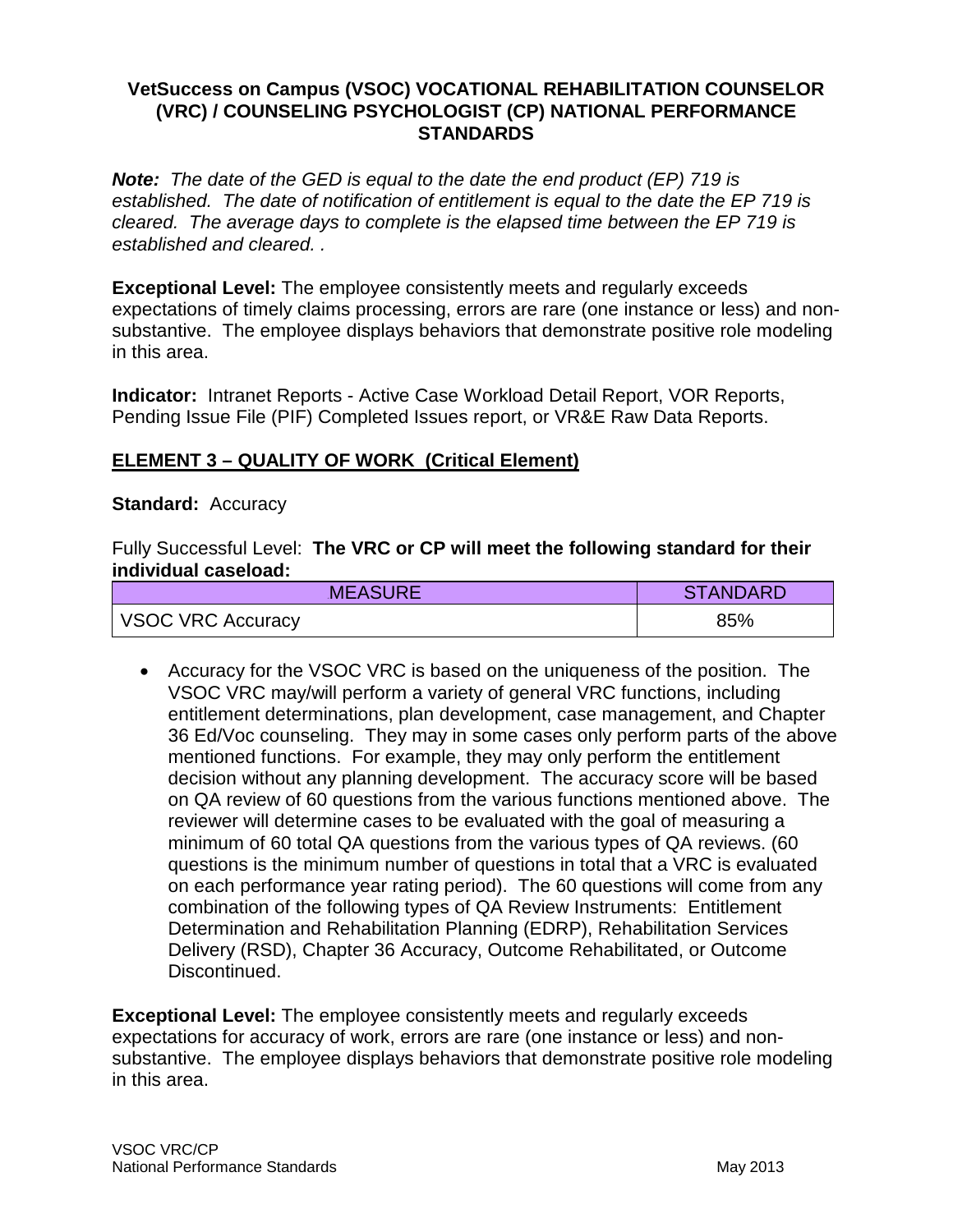**VetSuccess on Campus (VSOC) VOCATIONAL REHABILITATION COUNSELOR (VRC) / COUNSELING PSYCHOLOGIST (CP) NATIONAL PERFORMANCE STANDARDS**

***Note:*** *The date of the GED is equal to the date the end product (EP) 719 is established. The date of notification of entitlement is equal to the date the EP 719 is cleared. The average days to complete is the elapsed time between the EP 719 is established and cleared. .*

**Exceptional Level:** The employee consistently meets and regularly exceeds expectations of timely claims processing, errors are rare (one instance or less) and non-substantive. The employee displays behaviors that demonstrate positive role modeling in this area.

**Indicator:** Intranet Reports - Active Case Workload Detail Report, VOR Reports, Pending Issue File (PIF) Completed Issues report, or VR&E Raw Data Reports.

## ELEMENT 3 – QUALITY OF WORK (Critical Element)

**Standard:** Accuracy

Fully Successful Level: **The VRC or CP will meet the following standard for their individual caseload:**

| MEASURE | STANDARD |
|---|---|
| VSOC VRC Accuracy | 85% |

- Accuracy for the VSOC VRC is based on the uniqueness of the position. The VSOC VRC may/will perform a variety of general VRC functions, including entitlement determinations, plan development, case management, and Chapter 36 Ed/Voc counseling. They may in some cases only perform parts of the above mentioned functions. For example, they may only perform the entitlement decision without any planning development. The accuracy score will be based on QA review of 60 questions from the various functions mentioned above. The reviewer will determine cases to be evaluated with the goal of measuring a minimum of 60 total QA questions from the various types of QA reviews. (60 questions is the minimum number of questions in total that a VRC is evaluated on each performance year rating period). The 60 questions will come from any combination of the following types of QA Review Instruments: Entitlement Determination and Rehabilitation Planning (EDRP), Rehabilitation Services Delivery (RSD), Chapter 36 Accuracy, Outcome Rehabilitated, or Outcome Discontinued.

**Exceptional Level:** The employee consistently meets and regularly exceeds expectations for accuracy of work, errors are rare (one instance or less) and non-substantive. The employee displays behaviors that demonstrate positive role modeling in this area.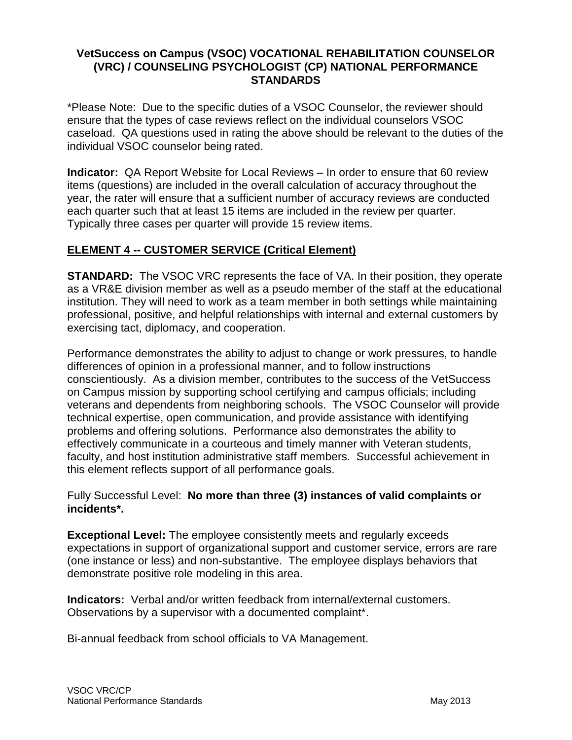**VetSuccess on Campus (VSOC) VOCATIONAL REHABILITATION COUNSELOR (VRC) / COUNSELING PSYCHOLOGIST (CP) NATIONAL PERFORMANCE STANDARDS**

*Please Note: Due to the specific duties of a VSOC Counselor, the reviewer should ensure that the types of case reviews reflect on the individual counselors VSOC caseload. QA questions used in rating the above should be relevant to the duties of the individual VSOC counselor being rated.

**Indicator:** QA Report Website for Local Reviews – In order to ensure that 60 review items (questions) are included in the overall calculation of accuracy throughout the year, the rater will ensure that a sufficient number of accuracy reviews are conducted each quarter such that at least 15 items are included in the review per quarter. Typically three cases per quarter will provide 15 review items.

## ELEMENT 4 -- CUSTOMER SERVICE (Critical Element)

**STANDARD:** The VSOC VRC represents the face of VA. In their position, they operate as a VR&E division member as well as a pseudo member of the staff at the educational institution. They will need to work as a team member in both settings while maintaining professional, positive, and helpful relationships with internal and external customers by exercising tact, diplomacy, and cooperation.

Performance demonstrates the ability to adjust to change or work pressures, to handle differences of opinion in a professional manner, and to follow instructions conscientiously. As a division member, contributes to the success of the VetSuccess on Campus mission by supporting school certifying and campus officials; including veterans and dependents from neighboring schools. The VSOC Counselor will provide technical expertise, open communication, and provide assistance with identifying problems and offering solutions. Performance also demonstrates the ability to effectively communicate in a courteous and timely manner with Veteran students, faculty, and host institution administrative staff members. Successful achievement in this element reflects support of all performance goals.

Fully Successful Level: **No more than three (3) instances of valid complaints or incidents*.**

**Exceptional Level:** The employee consistently meets and regularly exceeds expectations in support of organizational support and customer service, errors are rare (one instance or less) and non-substantive. The employee displays behaviors that demonstrate positive role modeling in this area.

**Indicators:** Verbal and/or written feedback from internal/external customers. Observations by a supervisor with a documented complaint*.

Bi-annual feedback from school officials to VA Management.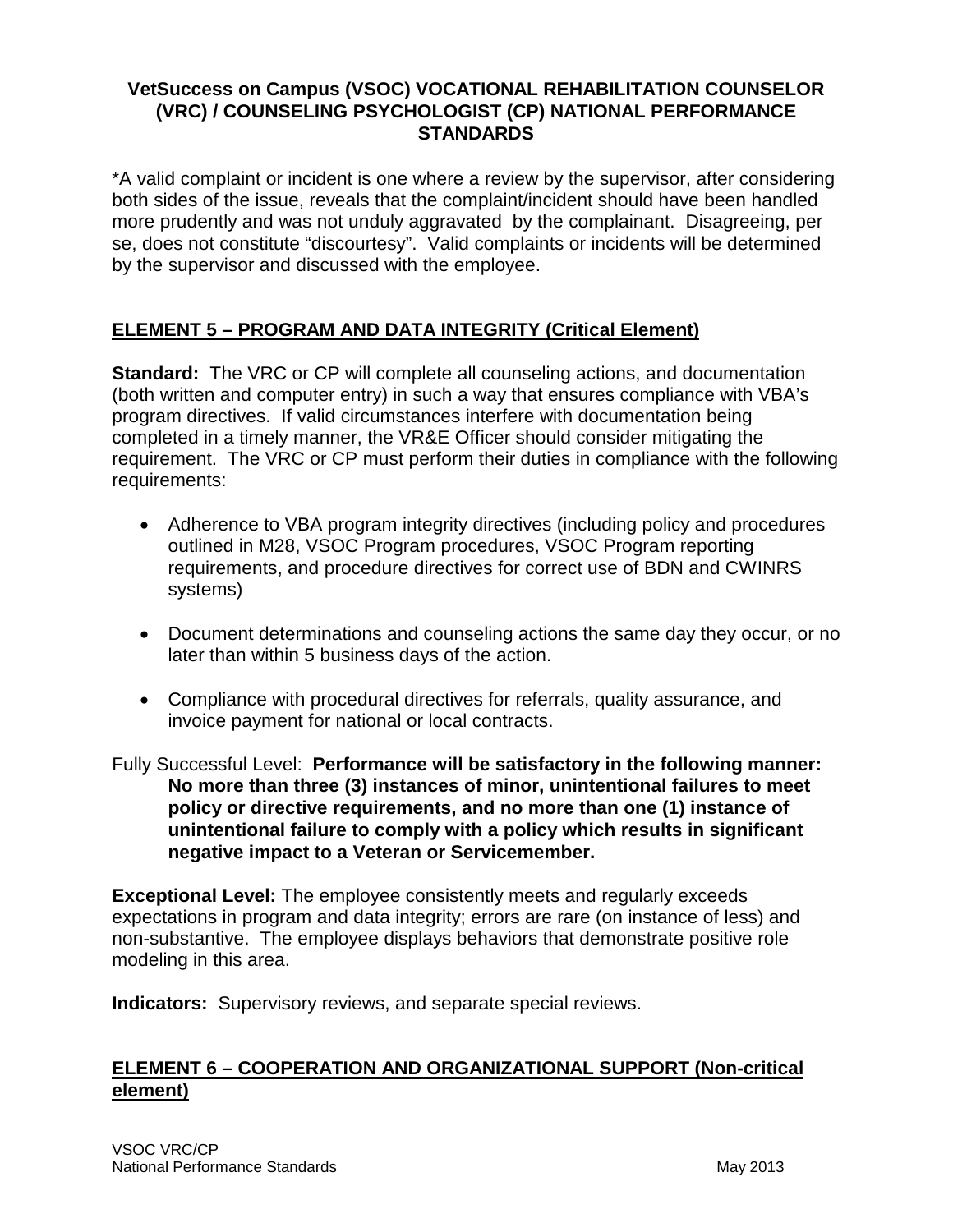**VetSuccess on Campus (VSOC) VOCATIONAL REHABILITATION COUNSELOR (VRC) / COUNSELING PSYCHOLOGIST (CP) NATIONAL PERFORMANCE STANDARDS**

*A valid complaint or incident is one where a review by the supervisor, after considering both sides of the issue, reveals that the complaint/incident should have been handled more prudently and was not unduly aggravated by the complainant. Disagreeing, per se, does not constitute "discourtesy". Valid complaints or incidents will be determined by the supervisor and discussed with the employee.

## ELEMENT 5 – PROGRAM AND DATA INTEGRITY (Critical Element)

**Standard:** The VRC or CP will complete all counseling actions, and documentation (both written and computer entry) in such a way that ensures compliance with VBA's program directives. If valid circumstances interfere with documentation being completed in a timely manner, the VR&E Officer should consider mitigating the requirement. The VRC or CP must perform their duties in compliance with the following requirements:

- Adherence to VBA program integrity directives (including policy and procedures outlined in M28, VSOC Program procedures, VSOC Program reporting requirements, and procedure directives for correct use of BDN and CWINRS systems)
- Document determinations and counseling actions the same day they occur, or no later than within 5 business days of the action.
- Compliance with procedural directives for referrals, quality assurance, and invoice payment for national or local contracts.

Fully Successful Level: **Performance will be satisfactory in the following manner: No more than three (3) instances of minor, unintentional failures to meet policy or directive requirements, and no more than one (1) instance of unintentional failure to comply with a policy which results in significant negative impact to a Veteran or Servicemember.**

**Exceptional Level:** The employee consistently meets and regularly exceeds expectations in program and data integrity; errors are rare (on instance of less) and non-substantive. The employee displays behaviors that demonstrate positive role modeling in this area.

**Indicators:** Supervisory reviews, and separate special reviews.

## ELEMENT 6 – COOPERATION AND ORGANIZATIONAL SUPPORT (Non-critical element)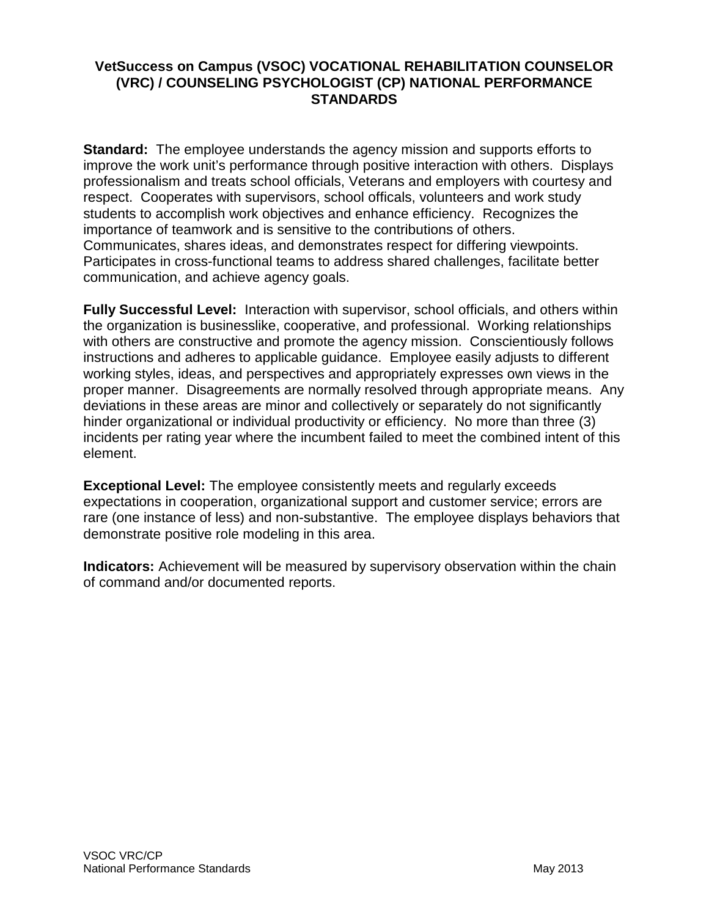# VetSuccess on Campus (VSOC) VOCATIONAL REHABILITATION COUNSELOR (VRC) / COUNSELING PSYCHOLOGIST (CP) NATIONAL PERFORMANCE STANDARDS

**Standard:** The employee understands the agency mission and supports efforts to improve the work unit's performance through positive interaction with others. Displays professionalism and treats school officials, Veterans and employers with courtesy and respect. Cooperates with supervisors, school officals, volunteers and work study students to accomplish work objectives and enhance efficiency. Recognizes the importance of teamwork and is sensitive to the contributions of others. Communicates, shares ideas, and demonstrates respect for differing viewpoints. Participates in cross-functional teams to address shared challenges, facilitate better communication, and achieve agency goals.

**Fully Successful Level:** Interaction with supervisor, school officials, and others within the organization is businesslike, cooperative, and professional. Working relationships with others are constructive and promote the agency mission. Conscientiously follows instructions and adheres to applicable guidance. Employee easily adjusts to different working styles, ideas, and perspectives and appropriately expresses own views in the proper manner. Disagreements are normally resolved through appropriate means. Any deviations in these areas are minor and collectively or separately do not significantly hinder organizational or individual productivity or efficiency. No more than three (3) incidents per rating year where the incumbent failed to meet the combined intent of this element.

**Exceptional Level:** The employee consistently meets and regularly exceeds expectations in cooperation, organizational support and customer service; errors are rare (one instance of less) and non-substantive. The employee displays behaviors that demonstrate positive role modeling in this area.

**Indicators:** Achievement will be measured by supervisory observation within the chain of command and/or documented reports.